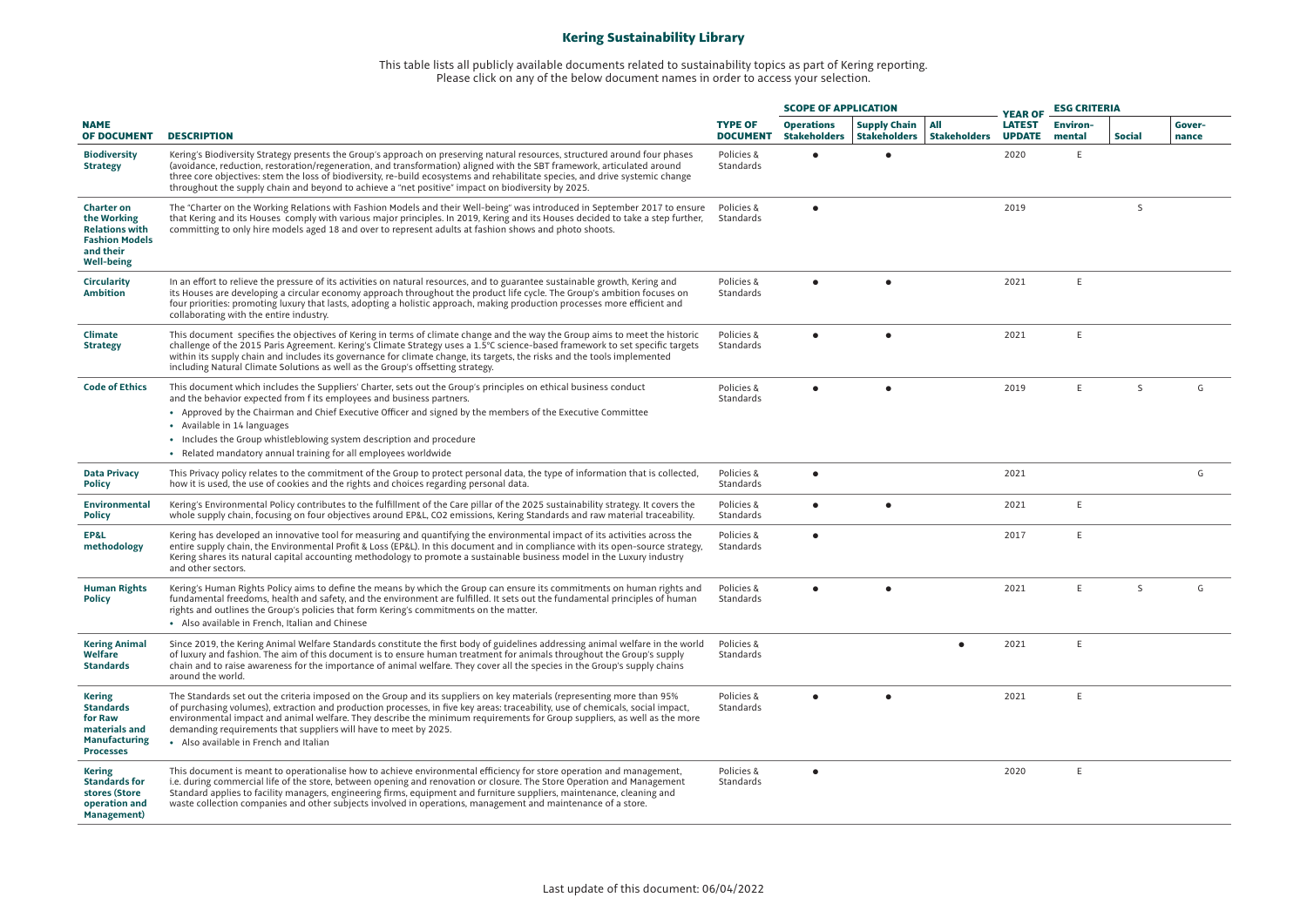# Kering Sustainability Library

This table lists all publicly available documents related to sustainability topics as part of Kering reporting.
Please click on any of the below document names in order to access your selection.

| NAME OF DOCUMENT | DESCRIPTION | TYPE OF DOCUMENT | SCOPE OF APPLICATION | | | YEAR OF LATEST UPDATE | ESG CRITERIA | | |
|---|---|---|---|---|---|---|---|---|---|
| | | | Operations Stakeholders | Supply Chain Stakeholders | All Stakeholders | | Environ-mental | Social | Gover-nance |
| **Biodiversity Strategy** | Kering's Biodiversity Strategy presents the Group's approach on preserving natural resources, structured around four phases (avoidance, reduction, restoration/regeneration, and transformation) aligned with the SBT framework, articulated around three core objectives: stem the loss of biodiversity, re-build ecosystems and rehabilitate species, and drive systemic change throughout the supply chain and beyond to achieve a "net positive" impact on biodiversity by 2025. | Policies & Standards | ● | ● | | 2020 | E | | |
| **Charter on the Working Relations with Fashion Models and their Well-being** | The "Charter on the Working Relations with Fashion Models and their Well-being" was introduced in September 2017 to ensure that Kering and its Houses comply with various major principles. In 2019, Kering and its Houses decided to take a step further, committing to only hire models aged 18 and over to represent adults at fashion shows and photo shoots. | Policies & Standards | ● | | | 2019 | | S | |
| **Circularity Ambition** | In an effort to relieve the pressure of its activities on natural resources, and to guarantee sustainable growth, Kering and its Houses are developing a circular economy approach throughout the product life cycle. The Group's ambition focuses on four priorities: promoting luxury that lasts, adopting a holistic approach, making production processes more efficient and collaborating with the entire industry. | Policies & Standards | ● | ● | | 2021 | E | | |
| **Climate Strategy** | This document specifies the objectives of Kering in terms of climate change and the way the Group aims to meet the historic challenge of the 2015 Paris Agreement. Kering's Climate Strategy uses a 1.5°C science-based framework to set specific targets within its supply chain and includes its governance for climate change, its targets, the risks and the tools implemented including Natural Climate Solutions as well as the Group's offsetting strategy. | Policies & Standards | ● | ● | | 2021 | E | | |
| **Code of Ethics** | This document which includes the Suppliers' Charter, sets out the Group's principles on ethical business conduct and the behavior expected from f its employees and business partners.<br>• Approved by the Chairman and Chief Executive Officer and signed by the members of the Executive Committee<br>• Available in 14 languages<br>• Includes the Group whistleblowing system description and procedure<br>• Related mandatory annual training for all employees worldwide | Policies & Standards | ● | ● | | 2019 | E | S | G |
| **Data Privacy Policy** | This Privacy policy relates to the commitment of the Group to protect personal data, the type of information that is collected, how it is used, the use of cookies and the rights and choices regarding personal data. | Policies & Standards | ● | | | 2021 | | | G |
| **Environmental Policy** | Kering's Environmental Policy contributes to the fulfillment of the Care pillar of the 2025 sustainability strategy. It covers the whole supply chain, focusing on four objectives around EP&L, CO2 emissions, Kering Standards and raw material traceability. | Policies & Standards | ● | ● | | 2021 | E | | |
| **EP&L methodology** | Kering has developed an innovative tool for measuring and quantifying the environmental impact of its activities across the entire supply chain, the Environmental Profit & Loss (EP&L). In this document and in compliance with its open-source strategy, Kering shares its natural capital accounting methodology to promote a sustainable business model in the Luxury industry and other sectors. | Policies & Standards | ● | | | 2017 | E | | |
| **Human Rights Policy** | Kering's Human Rights Policy aims to define the means by which the Group can ensure its commitments on human rights and fundamental freedoms, health and safety, and the environment are fulfilled. It sets out the fundamental principles of human rights and outlines the Group's policies that form Kering's commitments on the matter.<br>• Also available in French, Italian and Chinese | Policies & Standards | ● | ● | | 2021 | E | S | G |
| **Kering Animal Welfare Standards** | Since 2019, the Kering Animal Welfare Standards constitute the first body of guidelines addressing animal welfare in the world of luxury and fashion. The aim of this document is to ensure human treatment for animals throughout the Group's supply chain and to raise awareness for the importance of animal welfare. They cover all the species in the Group's supply chains around the world. | Policies & Standards | | | ● | 2021 | E | | |
| **Kering Standards for Raw materials and Manufacturing Processes** | The Standards set out the criteria imposed on the Group and its suppliers on key materials (representing more than 95% of purchasing volumes), extraction and production processes, in five key areas: traceability, use of chemicals, social impact, environmental impact and animal welfare. They describe the minimum requirements for Group suppliers, as well as the more demanding requirements that suppliers will have to meet by 2025.<br>• Also available in French and Italian | Policies & Standards | ● | ● | | 2021 | E | | |
| **Kering Standards for stores (Store operation and Management)** | This document is meant to operationalise how to achieve environmental efficiency for store operation and management, i.e. during commercial life of the store, between opening and renovation or closure. The Store Operation and Management Standard applies to facility managers, engineering firms, equipment and furniture suppliers, maintenance, cleaning and waste collection companies and other subjects involved in operations, management and maintenance of a store. | Policies & Standards | ● | | | 2020 | E | | |

Last update of this document: 06/04/2022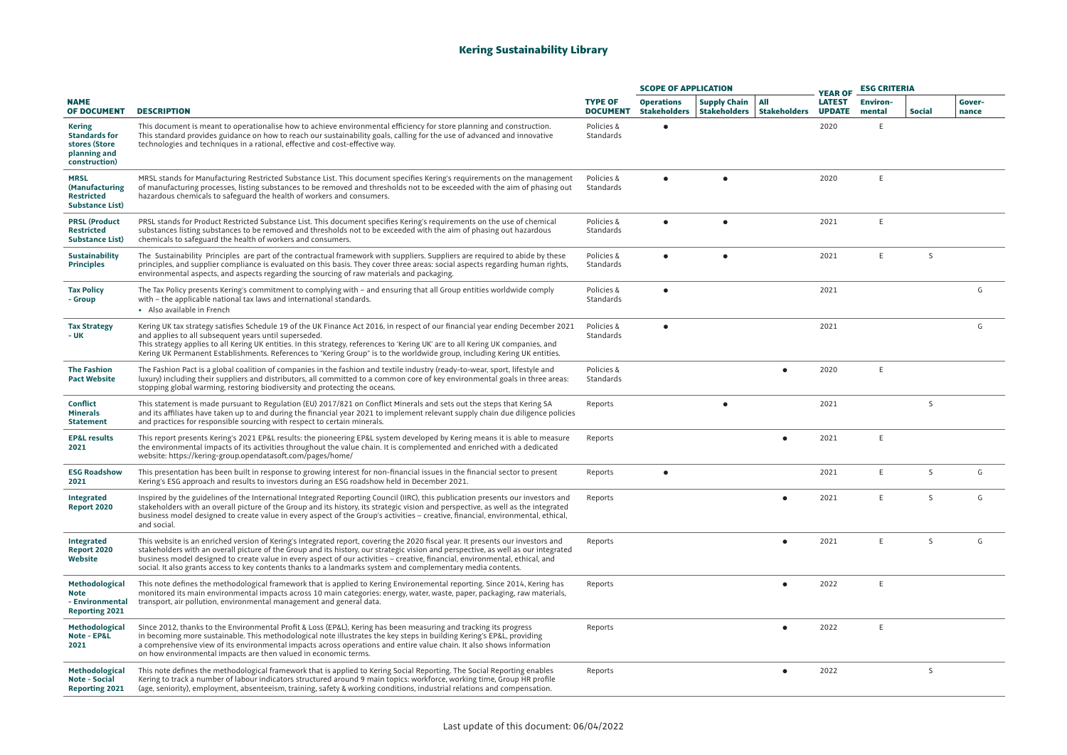# Kering Sustainability Library

| NAME OF DOCUMENT | DESCRIPTION | TYPE OF DOCUMENT | SCOPE OF APPLICATION | | | YEAR OF LATEST UPDATE | ESG CRITERIA | | |
|---|---|---|---|---|---|---|---|---|---|
| | | | Operations Stakeholders | Supply Chain Stakeholders | All Stakeholders | | Environ-mental | Social | Gover-nance |
| **Kering Standards for stores (Store planning and construction)** | This document is meant to operationalise how to achieve environmental efficiency for store planning and construction. This standard provides guidance on how to reach our sustainability goals, calling for the use of advanced and innovative technologies and techniques in a rational, effective and cost-effective way. | Policies & Standards | ● | | | 2020 | E | | |
| **MRSL (Manufacturing Restricted Substance List)** | MRSL stands for Manufacturing Restricted Substance List. This document specifies Kering's requirements on the management of manufacturing processes, listing substances to be removed and thresholds not to be exceeded with the aim of phasing out hazardous chemicals to safeguard the health of workers and consumers. | Policies & Standards | ● | ● | | 2020 | E | | |
| **PRSL (Product Restricted Substance List)** | PRSL stands for Product Restricted Substance List. This document specifies Kering's requirements on the use of chemical substances listing substances to be removed and thresholds not to be exceeded with the aim of phasing out hazardous chemicals to safeguard the health of workers and consumers. | Policies & Standards | ● | ● | | 2021 | E | | |
| **Sustainability Principles** | The Sustainability Principles are part of the contractual framework with suppliers. Suppliers are required to abide by these principles, and supplier compliance is evaluated on this basis. They cover three areas: social aspects regarding human rights, environmental aspects, and aspects regarding the sourcing of raw materials and packaging. | Policies & Standards | ● | ● | | 2021 | E | S | |
| **Tax Policy - Group** | The Tax Policy presents Kering's commitment to complying with – and ensuring that all Group entities worldwide comply with – the applicable national tax laws and international standards. • Also available in French | Policies & Standards | ● | | | 2021 | | | G |
| **Tax Strategy - UK** | Kering UK tax strategy satisfies Schedule 19 of the UK Finance Act 2016, in respect of our financial year ending December 2021 and applies to all subsequent years until superseded. This strategy applies to all Kering UK entities. In this strategy, references to 'Kering UK' are to all Kering UK companies, and Kering UK Permanent Establishments. References to "Kering Group" is to the worldwide group, including Kering UK entities. | Policies & Standards | ● | | | 2021 | | | G |
| **The Fashion Pact Website** | The Fashion Pact is a global coalition of companies in the fashion and textile industry (ready-to-wear, sport, lifestyle and luxury) including their suppliers and distributors, all committed to a common core of key environmental goals in three areas: stopping global warming, restoring biodiversity and protecting the oceans. | Policies & Standards | | | ● | 2020 | E | | |
| **Conflict Minerals Statement** | This statement is made pursuant to Regulation (EU) 2017/821 on Conflict Minerals and sets out the steps that Kering SA and its affiliates have taken up to and during the financial year 2021 to implement relevant supply chain due diligence policies and practices for responsible sourcing with respect to certain minerals. | Reports | | ● | | 2021 | | S | |
| **EP&L results 2021** | This report presents Kering's 2021 EP&L results: the pioneering EP&L system developed by Kering means it is able to measure the environmental impacts of its activities throughout the value chain. It is complemented and enriched with a dedicated website: https://kering-group.opendatasoft.com/pages/home/ | Reports | | | ● | 2021 | E | | |
| **ESG Roadshow 2021** | This presentation has been built in response to growing interest for non-financial issues in the financial sector to present Kering's ESG approach and results to investors during an ESG roadshow held in December 2021. | Reports | ● | | | 2021 | E | S | G |
| **Integrated Report 2020** | Inspired by the guidelines of the International Integrated Reporting Council (IIRC), this publication presents our investors and stakeholders with an overall picture of the Group and its history, its strategic vision and perspective, as well as the integrated business model designed to create value in every aspect of the Group's activities – creative, financial, environmental, ethical, and social. | Reports | | | ● | 2021 | E | S | G |
| **Integrated Report 2020 Website** | This website is an enriched version of Kering's Integrated report, covering the 2020 fiscal year. It presents our investors and stakeholders with an overall picture of the Group and its history, our strategic vision and perspective, as well as our integrated business model designed to create value in every aspect of our activities – creative, financial, environmental, ethical, and social. It also grants access to key contents thanks to a landmarks system and complementary media contents. | Reports | | | ● | 2021 | E | S | G |
| **Methodological Note - Environmental Reporting 2021** | This note defines the methodological framework that is applied to Kering Environemental reporting. Since 2014, Kering has monitored its main environmental impacts across 10 main categories: energy, water, waste, paper, packaging, raw materials, transport, air pollution, environmental management and general data. | Reports | | | ● | 2022 | E | | |
| **Methodological Note - EP&L 2021** | Since 2012, thanks to the Environmental Profit & Loss (EP&L), Kering has been measuring and tracking its progress in becoming more sustainable. This methodological note illustrates the key steps in building Kering's EP&L, providing a comprehensive view of its environmental impacts across operations and entire value chain. It also shows information on how environmental impacts are then valued in economic terms. | Reports | | | ● | 2022 | E | | |
| **Methodological Note - Social Reporting 2021** | This note defines the methodological framework that is applied to Kering Social Reporting. The Social Reporting enables Kering to track a number of labour indicators structured around 9 main topics: workforce, working time, Group HR profile (age, seniority), employment, absenteeism, training, safety & working conditions, industrial relations and compensation. | Reports | | | ● | 2022 | | S | |

Last update of this document: 06/04/2022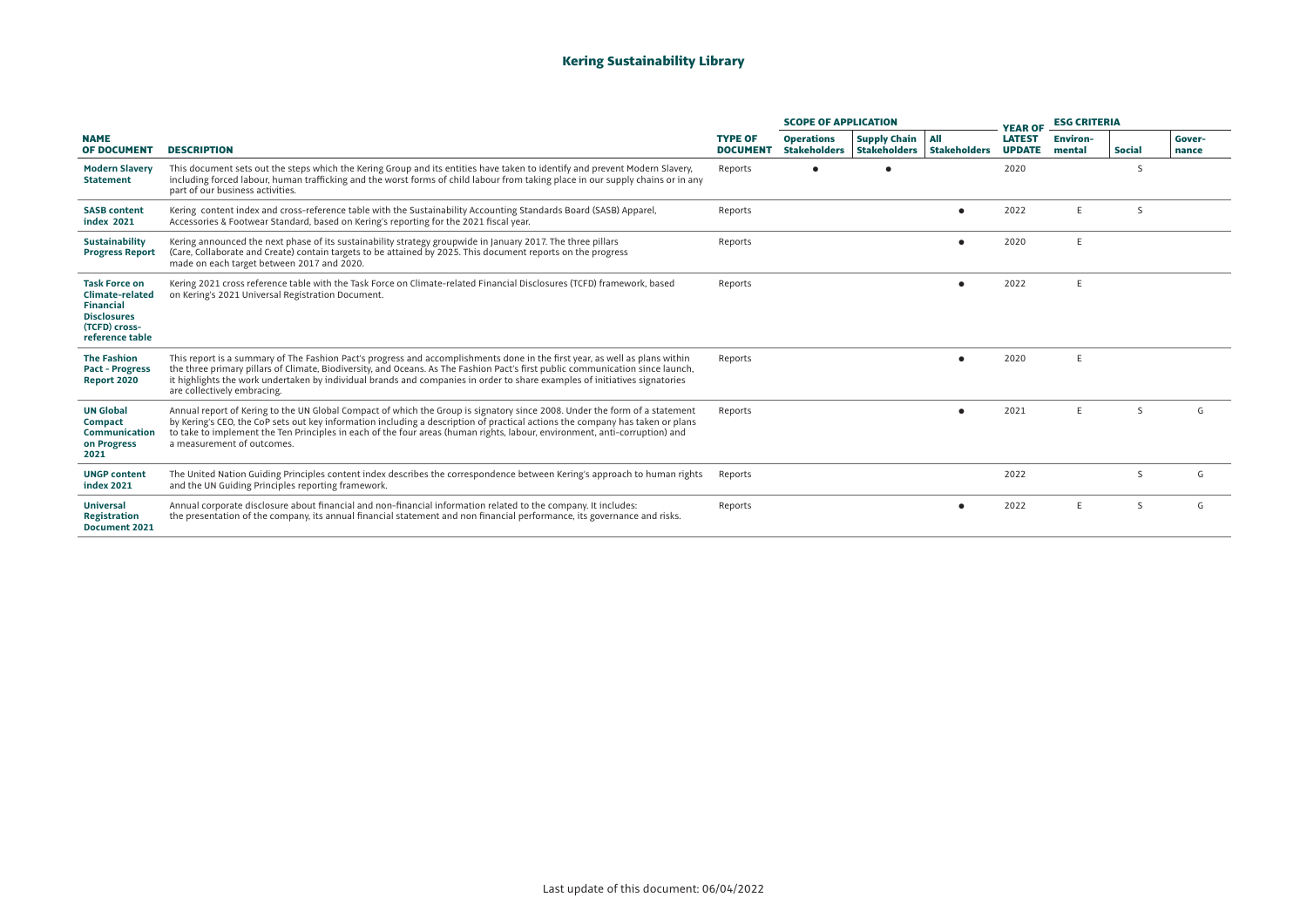## Kering Sustainability Library

| NAME OF DOCUMENT | DESCRIPTION | TYPE OF DOCUMENT | SCOPE OF APPLICATION | | | YEAR OF LATEST UPDATE | ESG CRITERIA | | |
|---|---|---|---|---|---|---|---|---|---|
| | | | Operations Stakeholders | Supply Chain Stakeholders | All Stakeholders | | Environ-mental | Social | Gover-nance |
| **Modern Slavery Statement** | This document sets out the steps which the Kering Group and its entities have taken to identify and prevent Modern Slavery, including forced labour, human trafficking and the worst forms of child labour from taking place in our supply chains or in any part of our business activities. | Reports | ● | ● | | 2020 | | S | |
| **SASB content index 2021** | Kering content index and cross-reference table with the Sustainability Accounting Standards Board (SASB) Apparel, Accessories & Footwear Standard, based on Kering's reporting for the 2021 fiscal year. | Reports | | | ● | 2022 | E | S | |
| **Sustainability Progress Report** | Kering announced the next phase of its sustainability strategy groupwide in January 2017. The three pillars (Care, Collaborate and Create) contain targets to be attained by 2025. This document reports on the progress made on each target between 2017 and 2020. | Reports | | | ● | 2020 | E | | |
| **Task Force on Climate-related Financial Disclosures (TCFD) cross-reference table** | Kering 2021 cross reference table with the Task Force on Climate-related Financial Disclosures (TCFD) framework, based on Kering's 2021 Universal Registration Document. | Reports | | | ● | 2022 | E | | |
| **The Fashion Pact - Progress Report 2020** | This report is a summary of The Fashion Pact's progress and accomplishments done in the first year, as well as plans within the three primary pillars of Climate, Biodiversity, and Oceans. As The Fashion Pact's first public communication since launch, it highlights the work undertaken by individual brands and companies in order to share examples of initiatives signatories are collectively embracing. | Reports | | | ● | 2020 | E | | |
| **UN Global Compact Communication on Progress 2021** | Annual report of Kering to the UN Global Compact of which the Group is signatory since 2008. Under the form of a statement by Kering's CEO, the CoP sets out key information including a description of practical actions the company has taken or plans to take to implement the Ten Principles in each of the four areas (human rights, labour, environment, anti-corruption) and a measurement of outcomes. | Reports | | | ● | 2021 | E | S | G |
| **UNGP content index 2021** | The United Nation Guiding Principles content index describes the correspondence between Kering's approach to human rights and the UN Guiding Principles reporting framework. | Reports | | | | 2022 | | S | G |
| **Universal Registration Document 2021** | Annual corporate disclosure about financial and non-financial information related to the company. It includes: the presentation of the company, its annual financial statement and non financial performance, its governance and risks. | Reports | | | ● | 2022 | E | S | G |

Last update of this document: 06/04/2022